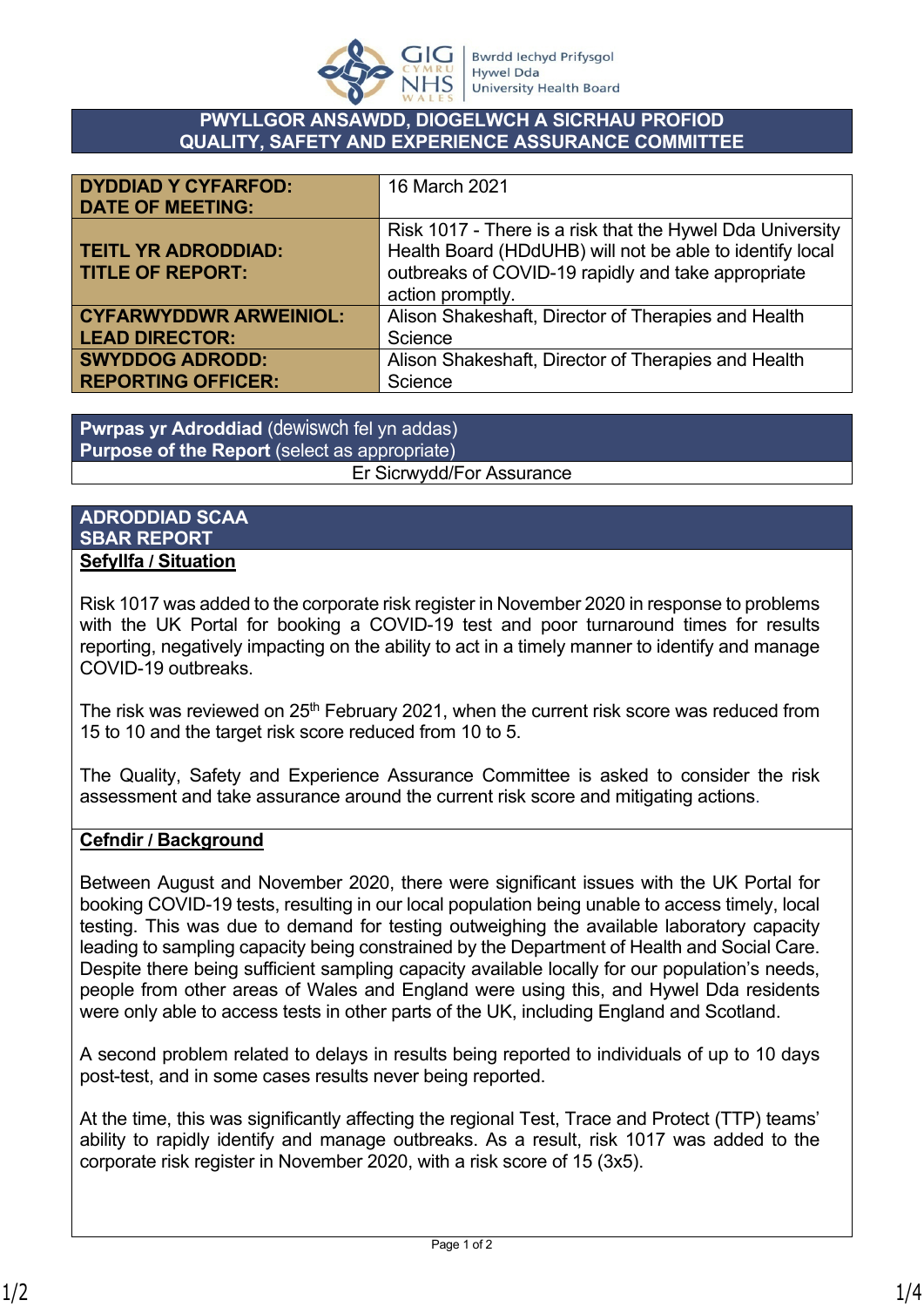# PWYLLGOR ANSAWDD, DIOGELWCH A SICRHAU PROFIOD
# QUALITY, SAFETY AND EXPERIENCE ASSURANCE COMMITTEE

| | |
|---|---|
| **DYDDIAD Y CYFARFOD: DATE OF MEETING:** | 16 March 2021 |
| **TEITL YR ADRODDIAD: TITLE OF REPORT:** | Risk 1017 - There is a risk that the Hywel Dda University Health Board (HDdUHB) will not be able to identify local outbreaks of COVID-19 rapidly and take appropriate action promptly. |
| **CYFARWYDDWR ARWEINIOL: LEAD DIRECTOR:** | Alison Shakeshaft, Director of Therapies and Health Science |
| **SWYDDOG ADRODD: REPORTING OFFICER:** | Alison Shakeshaft, Director of Therapies and Health Science |

| **Pwrpas yr Adroddiad** (dewiswch fel yn addas) **Purpose of the Report** (select as appropriate) |
|---|
| Er Sicrwydd/For Assurance |

## ADRODDIAD SCAA
## SBAR REPORT

### Sefyllfa / Situation

Risk 1017 was added to the corporate risk register in November 2020 in response to problems with the UK Portal for booking a COVID-19 test and poor turnaround times for results reporting, negatively impacting on the ability to act in a timely manner to identify and manage COVID-19 outbreaks.

The risk was reviewed on 25th February 2021, when the current risk score was reduced from 15 to 10 and the target risk score reduced from 10 to 5.

The Quality, Safety and Experience Assurance Committee is asked to consider the risk assessment and take assurance around the current risk score and mitigating actions.

### Cefndir / Background

Between August and November 2020, there were significant issues with the UK Portal for booking COVID-19 tests, resulting in our local population being unable to access timely, local testing. This was due to demand for testing outweighing the available laboratory capacity leading to sampling capacity being constrained by the Department of Health and Social Care. Despite there being sufficient sampling capacity available locally for our population's needs, people from other areas of Wales and England were using this, and Hywel Dda residents were only able to access tests in other parts of the UK, including England and Scotland.

A second problem related to delays in results being reported to individuals of up to 10 days post-test, and in some cases results never being reported.

At the time, this was significantly affecting the regional Test, Trace and Protect (TTP) teams' ability to rapidly identify and manage outbreaks. As a result, risk 1017 was added to the corporate risk register in November 2020, with a risk score of 15 (3x5).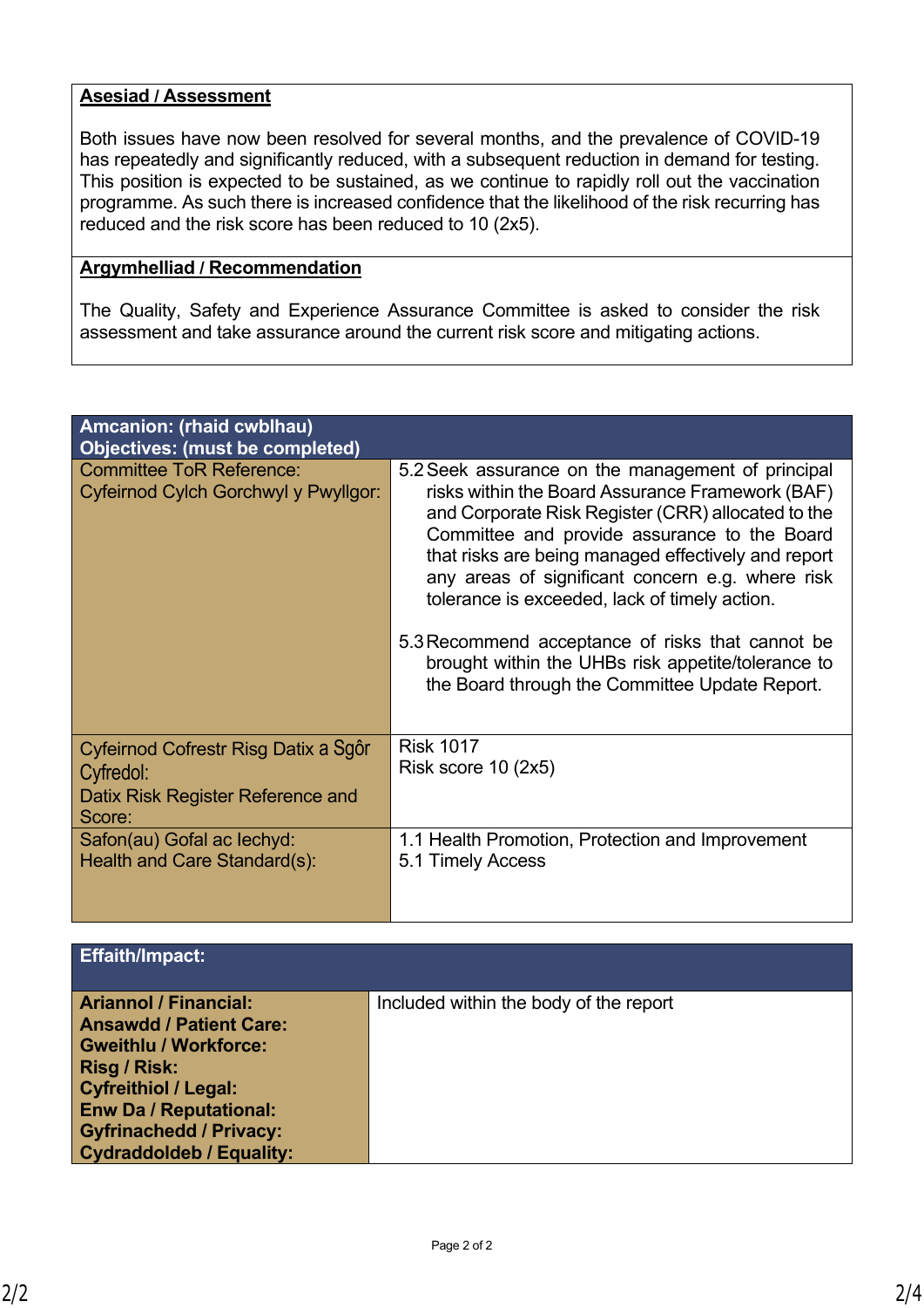| **Asesiad / Assessment** |
|---|
| Both issues have now been resolved for several months, and the prevalence of COVID-19 has repeatedly and significantly reduced, with a subsequent reduction in demand for testing. This position is expected to be sustained, as we continue to rapidly roll out the vaccination programme. As such there is increased confidence that the likelihood of the risk recurring has reduced and the risk score has been reduced to 10 (2x5). |

| **Argymhelliad / Recommendation** |
|---|
| The Quality, Safety and Experience Assurance Committee is asked to consider the risk assessment and take assurance around the current risk score and mitigating actions. |

| **Amcanion: (rhaid cwblhau)**<br>**Objectives: (must be completed)** | |
|---|---|
| Committee ToR Reference:<br>Cyfeirnod Cylch Gorchwyl y Pwyllgor: | 5.2 Seek assurance on the management of principal risks within the Board Assurance Framework (BAF) and Corporate Risk Register (CRR) allocated to the Committee and provide assurance to the Board that risks are being managed effectively and report any areas of significant concern e.g. where risk tolerance is exceeded, lack of timely action.<br><br>5.3 Recommend acceptance of risks that cannot be brought within the UHBs risk appetite/tolerance to the Board through the Committee Update Report. |
| Cyfeirnod Cofrestr Risg Datix a Sgôr Cyfredol:<br>Datix Risk Register Reference and Score: | Risk 1017<br>Risk score 10 (2x5) |
| Safon(au) Gofal ac Iechyd:<br>Health and Care Standard(s): | 1.1 Health Promotion, Protection and Improvement<br>5.1 Timely Access |

| **Effaith/Impact:** | |
|---|---|
| **Ariannol / Financial:**<br>**Ansawdd / Patient Care:**<br>**Gweithlu / Workforce:**<br>**Risg / Risk:**<br>**Cyfreithiol / Legal:**<br>**Enw Da / Reputational:**<br>**Gyfrinachedd / Privacy:**<br>**Cydraddoldeb / Equality:** | Included within the body of the report |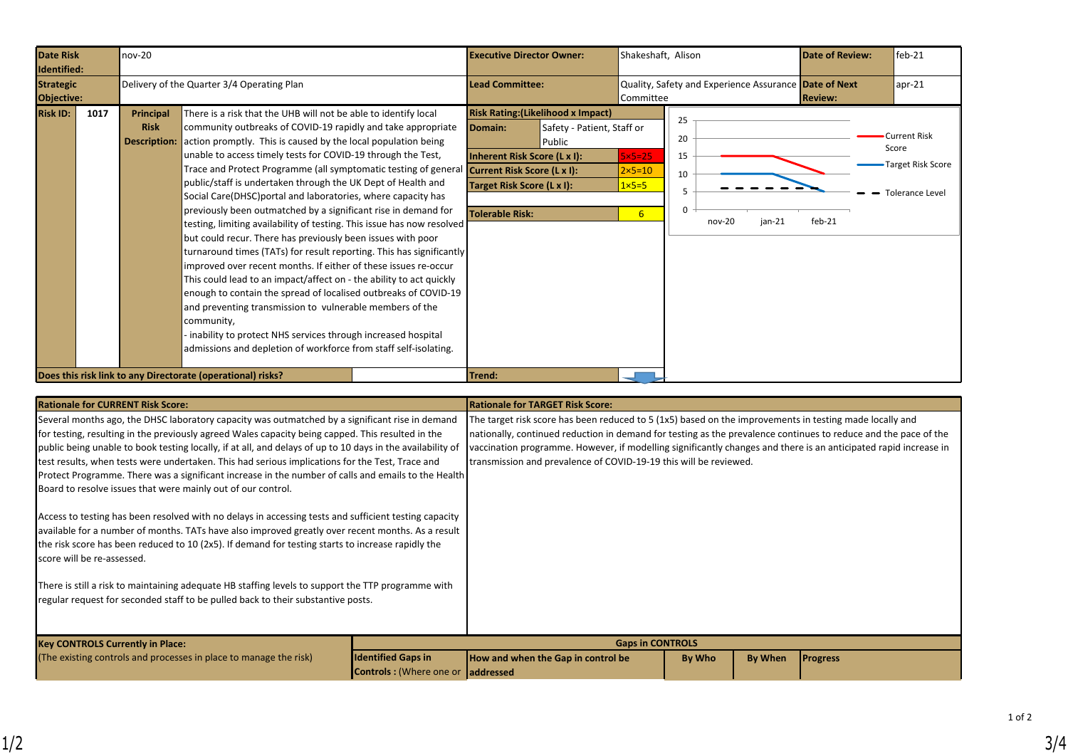| Date Risk Identified: | nov-20 | Executive Director Owner: | Shakeshaft, Alison | Date of Review: | feb-21 |
|---|---|---|---|---|---|
| Strategic Objective: | Delivery of the Quarter 3/4 Operating Plan | Lead Committee: | Quality, Safety and Experience Assurance Committee | Date of Next Review: | apr-21 |

| Risk ID: | 1017 | Principal Risk Description: | There is a risk that the UHB will not be able to identify local community outbreaks of COVID-19 rapidly and take appropriate action promptly. This is caused by the local population being unable to access timely tests for COVID-19 through the Test, Trace and Protect Programme (all symptomatic testing of general public/staff is undertaken through the UK Dept of Health and Social Care(DHSC)portal and laboratories, where capacity has previously been outmatched by a significant rise in demand for testing, limiting availability of testing. This issue has now resolved but could recur. There has previously been issues with poor turnaround times (TATs) for result reporting. This has significantly improved over recent months. If either of these issues re-occur This could lead to an impact/affect on - the ability to act quickly enough to contain the spread of localised outbreaks of COVID-19 and preventing transmission to vulnerable members of the community, - inability to protect NHS services through increased hospital admissions and depletion of workforce from staff self-isolating. |
|---|---|---|---|

| Risk Rating:(Likelihood x Impact) | |
|---|---|
| Domain: | Safety - Patient, Staff or Public |
| Inherent Risk Score (L x I): | 5×5=25 |
| Current Risk Score (L x I): | 2×5=10 |
| Target Risk Score (L x I): | 1×5=5 |
| Tolerable Risk: | 6 |
| Trend: | ↓ |

| | nov-20 | jan-21 | feb-21 |
|---|---|---|---|
| Current Risk Score | 15 | 15 | 10 |
| Target Risk Score | 10 | 10 | 5 |
| Tolerance Level | 6 | 6 | 6 |

**Does this risk link to any Directorate (operational) risks?**

**Rationale for CURRENT Risk Score:**

Several months ago, the DHSC laboratory capacity was outmatched by a significant rise in demand for testing, resulting in the previously agreed Wales capacity being capped. This resulted in the public being unable to book testing locally, if at all, and delays of up to 10 days in the availability of test results, when tests were undertaken. This had serious implications for the Test, Trace and Protect Programme. There was a significant increase in the number of calls and emails to the Health Board to resolve issues that were mainly out of our control.

Access to testing has been resolved with no delays in accessing tests and sufficient testing capacity available for a number of months. TATs have also improved greatly over recent months. As a result the risk score has been reduced to 10 (2x5). If demand for testing starts to increase rapidly the score will be re-assessed.

There is still a risk to maintaining adequate HB staffing levels to support the TTP programme with regular request for seconded staff to be pulled back to their substantive posts.

**Rationale for TARGET Risk Score:**

The target risk score has been reduced to 5 (1x5) based on the improvements in testing made locally and nationally, continued reduction in demand for testing as the prevalence continues to reduce and the pace of the vaccination programme. However, if modelling significantly changes and there is an anticipated rapid increase in transmission and prevalence of COVID-19-19 this will be reviewed.

| Key CONTROLS Currently in Place: (The existing controls and processes in place to manage the risk) | Gaps in CONTROLS | | | | |
|---|---|---|---|---|---|
| | Identified Gaps in Controls : (Where one or | How and when the Gap in control be addressed | By Who | By When | Progress |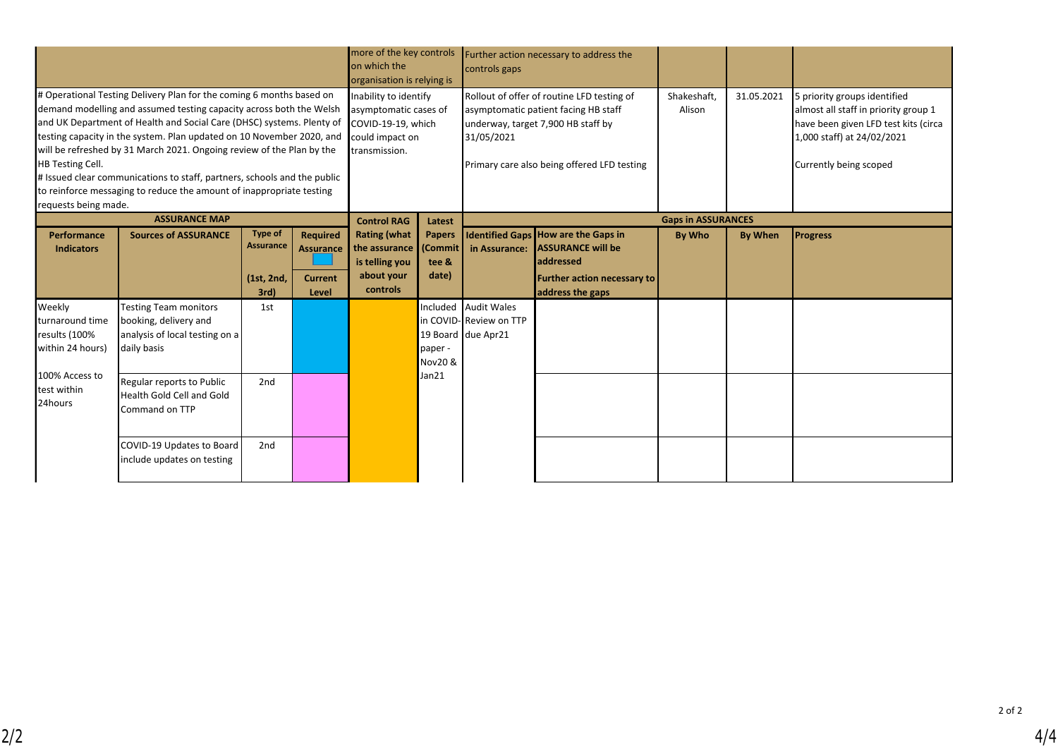| | | | | more of the key controls on which the organisation is relying is | | Further action necessary to address the controls gaps | | | | |
|---|---|---|---|---|---|---|---|---|---|---|
| # Operational Testing Delivery Plan for the coming 6 months based on demand modelling and assumed testing capacity across both the Welsh and UK Department of Health and Social Care (DHSC) systems. Plenty of testing capacity in the system. Plan updated on 10 November 2020, and will be refreshed by 31 March 2021. Ongoing review of the Plan by the HB Testing Cell.<br># Issued clear communications to staff, partners, schools and the public to reinforce messaging to reduce the amount of inappropriate testing requests being made. | | | | Inability to identify asymptomatic cases of COVID-19-19, which could impact on transmission. | | Rollout of offer of routine LFD testing of asymptomatic patient facing HB staff underway, target 7,900 HB staff by 31/05/2021<br><br>Primary care also being offered LFD testing | | Shakeshaft, Alison | 31.05.2021 | 5 priority groups identified almost all staff in priority group 1 have been given LFD test kits (circa 1,000 staff) at 24/02/2021<br><br>Currently being scoped |
| **ASSURANCE MAP** | | | | **Control RAG** | **Latest** | **Gaps in ASSURANCES** | | | | |
| **Performance Indicators** | **Sources of ASSURANCE** | **Type of Assurance**<br><br>**(1st, 2nd, 3rd)** | **Required Assurance**<br><br>**Current Level** | **Rating (what the assurance is telling you about your controls** | **Papers (Committee & date)** | **Identified Gaps in Assurance:** | **How are the Gaps in ASSURANCE will be addressed**<br><br>**Further action necessary to address the gaps** | **By Who** | **By When** | **Progress** |
| Weekly turnaround time results (100% within 24 hours)<br><br>100% Access to test within 24hours | Testing Team monitors booking, delivery and analysis of local testing on a daily basis | 1st | | | Included in COVID-19 Board paper - Nov20 & Jan21 | Audit Wales Review on TTP due Apr21 | | | | |
| | Regular reports to Public Health Gold Cell and Gold Command on TTP | 2nd | | | | | | | | |
| | COVID-19 Updates to Board include updates on testing | 2nd | | | | | | | | |